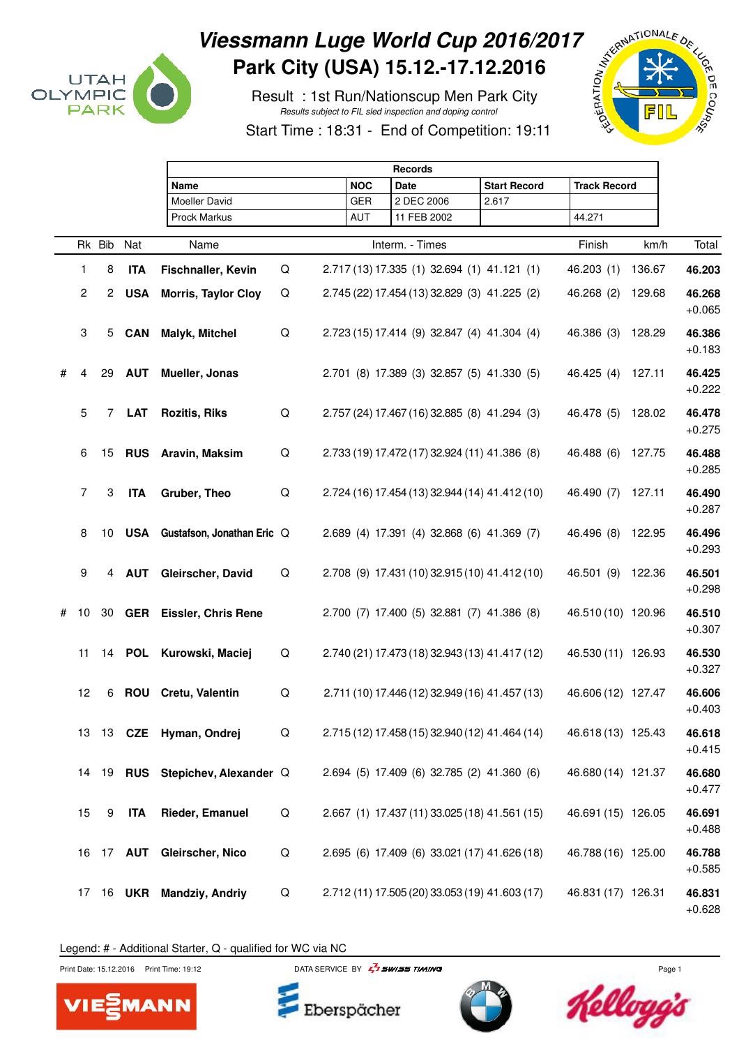# Viessmann Luge World Cup 2016/2017

## Park City (USA) 15.12.-17.12.2016

Result : 1st Run/Nationscup Men Park City

*Results subject to FIL sled inspection and doping control*

Start Time : 18:31 - End of Competition: 19:11

| Records | | | | |
|---|---|---|---|---|
| Name | NOC | Date | Start Record | Track Record |
| Moeller David | GER | 2 DEC 2006 | 2.617 | |
| Prock Markus | AUT | 11 FEB 2002 | | 44.271 |

| | Rk | Bib | Nat | Name | | Interm. - Times | | | | Finish | km/h | Total |
|---|---|---|---|---|---|---|---|---|---|---|---|---|
| | 1 | 8 | **ITA** | **Fischnaller, Kevin** | Q | 2.717 (13) | 17.335 (1) | 32.694 (1) | 41.121 (1) | 46.203 (1) | 136.67 | **46.203** |
| | 2 | 2 | **USA** | **Morris, Taylor Cloy** | Q | 2.745 (22) | 17.454 (13) | 32.829 (3) | 41.225 (2) | 46.268 (2) | 129.68 | **46.268** +0.065 |
| | 3 | 5 | **CAN** | **Malyk, Mitchel** | Q | 2.723 (15) | 17.414 (9) | 32.847 (4) | 41.304 (4) | 46.386 (3) | 128.29 | **46.386** +0.183 |
| # | 4 | 29 | **AUT** | **Mueller, Jonas** | | 2.701 (8) | 17.389 (3) | 32.857 (5) | 41.330 (5) | 46.425 (4) | 127.11 | **46.425** +0.222 |
| | 5 | 7 | **LAT** | **Rozitis, Riks** | Q | 2.757 (24) | 17.467 (16) | 32.885 (8) | 41.294 (3) | 46.478 (5) | 128.02 | **46.478** +0.275 |
| | 6 | 15 | **RUS** | **Aravin, Maksim** | Q | 2.733 (19) | 17.472 (17) | 32.924 (11) | 41.386 (8) | 46.488 (6) | 127.75 | **46.488** +0.285 |
| | 7 | 3 | **ITA** | **Gruber, Theo** | Q | 2.724 (16) | 17.454 (13) | 32.944 (14) | 41.412 (10) | 46.490 (7) | 127.11 | **46.490** +0.287 |
| | 8 | 10 | **USA** | **Gustafson, Jonathan Eric** | Q | 2.689 (4) | 17.391 (4) | 32.868 (6) | 41.369 (7) | 46.496 (8) | 122.95 | **46.496** +0.293 |
| | 9 | 4 | **AUT** | **Gleirscher, David** | Q | 2.708 (9) | 17.431 (10) | 32.915 (10) | 41.412 (10) | 46.501 (9) | 122.36 | **46.501** +0.298 |
| # | 10 | 30 | **GER** | **Eissler, Chris Rene** | | 2.700 (7) | 17.400 (5) | 32.881 (7) | 41.386 (8) | 46.510 (10) | 120.96 | **46.510** +0.307 |
| | 11 | 14 | **POL** | **Kurowski, Maciej** | Q | 2.740 (21) | 17.473 (18) | 32.943 (13) | 41.417 (12) | 46.530 (11) | 126.93 | **46.530** +0.327 |
| | 12 | 6 | **ROU** | **Cretu, Valentin** | Q | 2.711 (10) | 17.446 (12) | 32.949 (16) | 41.457 (13) | 46.606 (12) | 127.47 | **46.606** +0.403 |
| | 13 | 13 | **CZE** | **Hyman, Ondrej** | Q | 2.715 (12) | 17.458 (15) | 32.940 (12) | 41.464 (14) | 46.618 (13) | 125.43 | **46.618** +0.415 |
| | 14 | 19 | **RUS** | **Stepichev, Alexander** | Q | 2.694 (5) | 17.409 (6) | 32.785 (2) | 41.360 (6) | 46.680 (14) | 121.37 | **46.680** +0.477 |
| | 15 | 9 | **ITA** | **Rieder, Emanuel** | Q | 2.667 (1) | 17.437 (11) | 33.025 (18) | 41.561 (15) | 46.691 (15) | 126.05 | **46.691** +0.488 |
| | 16 | 17 | **AUT** | **Gleirscher, Nico** | Q | 2.695 (6) | 17.409 (6) | 33.021 (17) | 41.626 (18) | 46.788 (16) | 125.00 | **46.788** +0.585 |
| | 17 | 16 | **UKR** | **Mandziy, Andriy** | Q | 2.712 (11) | 17.505 (20) | 33.053 (19) | 41.603 (17) | 46.831 (17) | 126.31 | **46.831** +0.628 |

Legend: # - Additional Starter, Q - qualified for WC via NC

Print Date: 15.12.2016 Print Time: 19:12 DATA SERVICE BY SWISS TIMING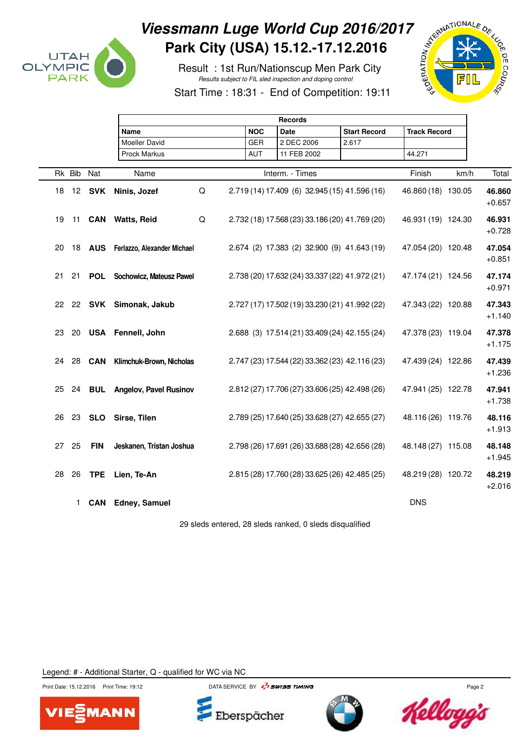# Viessmann Luge World Cup 2016/2017

## Park City (USA) 15.12.-17.12.2016

Result : 1st Run/Nationscup Men Park City

*Results subject to FIL sled inspection and doping control*

Start Time : 18:31 - End of Competition: 19:11

| Records | | | | |
|---|---|---|---|---|
| **Name** | **NOC** | **Date** | **Start Record** | **Track Record** |
| Moeller David | GER | 2 DEC 2006 | 2.617 | |
| Prock Markus | AUT | 11 FEB 2002 | | 44.271 |

| Rk | Bib | Nat | Name | | Interm. - Times | | | | Finish | km/h | Total |
|---|---|---|---|---|---|---|---|---|---|---|---|
| 18 | 12 | **SVK** | **Ninis, Jozef** | Q | 2.719 (14) | 17.409 (6) | 32.945 (15) | 41.596 (16) | 46.860 (18) | 130.05 | **46.860** +0.657 |
| 19 | 11 | **CAN** | **Watts, Reid** | Q | 2.732 (18) | 17.568 (23) | 33.186 (20) | 41.769 (20) | 46.931 (19) | 124.30 | **46.931** +0.728 |
| 20 | 18 | **AUS** | **Ferlazzo, Alexander Michael** | | 2.674 (2) | 17.383 (2) | 32.900 (9) | 41.643 (19) | 47.054 (20) | 120.48 | **47.054** +0.851 |
| 21 | 21 | **POL** | **Sochowicz, Mateusz Pawel** | | 2.738 (20) | 17.632 (24) | 33.337 (22) | 41.972 (21) | 47.174 (21) | 124.56 | **47.174** +0.971 |
| 22 | 22 | **SVK** | **Simonak, Jakub** | | 2.727 (17) | 17.502 (19) | 33.230 (21) | 41.992 (22) | 47.343 (22) | 120.88 | **47.343** +1.140 |
| 23 | 20 | **USA** | **Fennell, John** | | 2.688 (3) | 17.514 (21) | 33.409 (24) | 42.155 (24) | 47.378 (23) | 119.04 | **47.378** +1.175 |
| 24 | 28 | **CAN** | **Klimchuk-Brown, Nicholas** | | 2.747 (23) | 17.544 (22) | 33.362 (23) | 42.116 (23) | 47.439 (24) | 122.86 | **47.439** +1.236 |
| 25 | 24 | **BUL** | **Angelov, Pavel Rusinov** | | 2.812 (27) | 17.706 (27) | 33.606 (25) | 42.498 (26) | 47.941 (25) | 122.78 | **47.941** +1.738 |
| 26 | 23 | **SLO** | **Sirse, Tilen** | | 2.789 (25) | 17.640 (25) | 33.628 (27) | 42.655 (27) | 48.116 (26) | 119.76 | **48.116** +1.913 |
| 27 | 25 | **FIN** | **Jeskanen, Tristan Joshua** | | 2.798 (26) | 17.691 (26) | 33.688 (28) | 42.656 (28) | 48.148 (27) | 115.08 | **48.148** +1.945 |
| 28 | 26 | **TPE** | **Lien, Te-An** | | 2.815 (28) | 17.760 (28) | 33.625 (26) | 42.485 (25) | 48.219 (28) | 120.72 | **48.219** +2.016 |
| | 1 | **CAN** | **Edney, Samuel** | | | | | | DNS | | |

29 sleds entered, 28 sleds ranked, 0 sleds disqualified

Legend: # - Additional Starter, Q - qualified for WC via NC

Print Date: 15.12.2016 Print Time: 19:12 DATA SERVICE BY SWISS TIMING